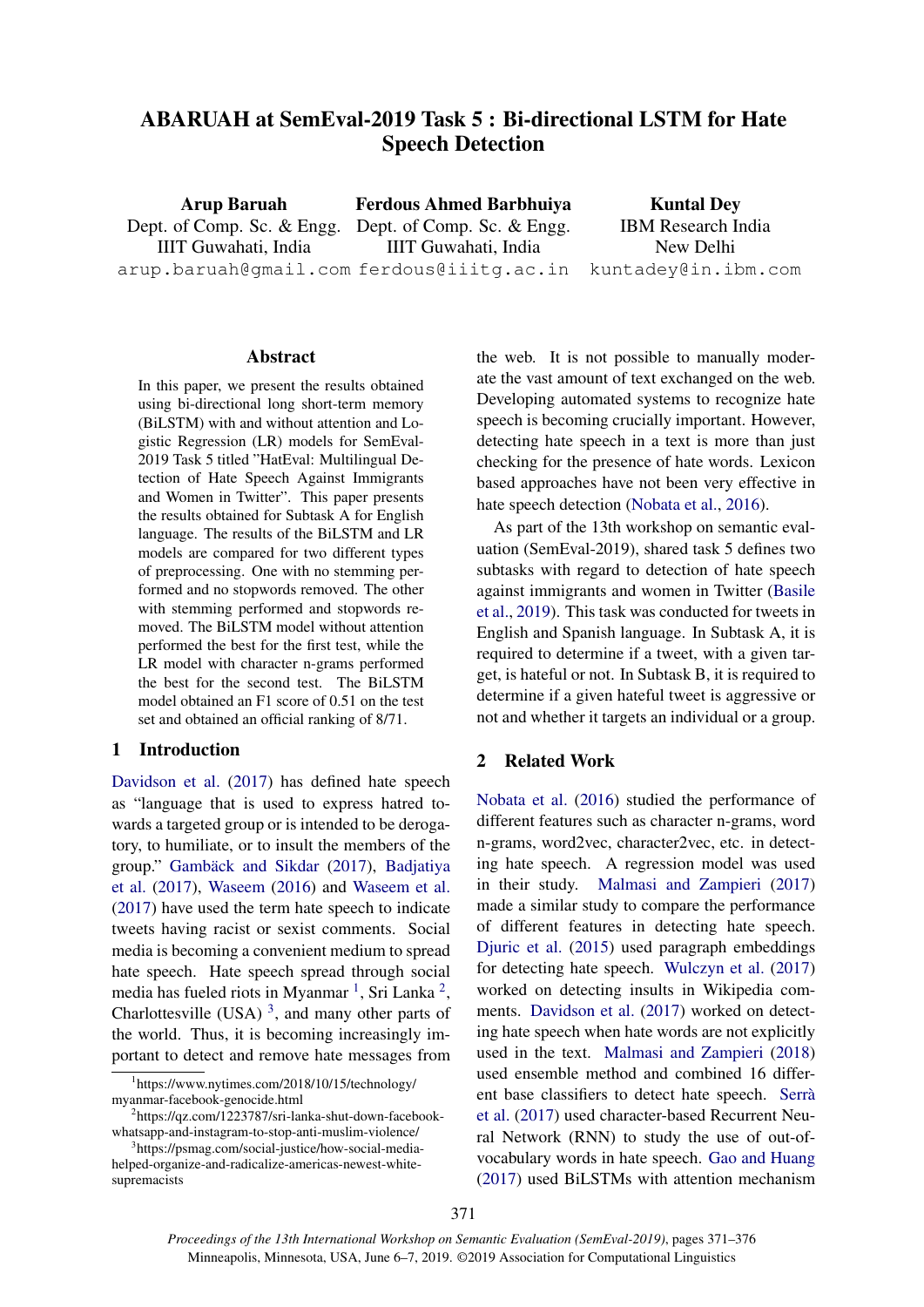# ABARUAH at SemEval-2019 Task 5 : Bi-directional LSTM for Hate Speech Detection

**Arup Baruah**
Dept. of Comp. Sc. & Engg.
IIIT Guwahati, India
arup.baruah@gmail.com

**Ferdous Ahmed Barbhuiya**
Dept. of Comp. Sc. & Engg.
IIIT Guwahati, India
ferdous@iiitg.ac.in

**Kuntal Dey**
IBM Research India
New Delhi
kuntadey@in.ibm.com

## Abstract

In this paper, we present the results obtained using bi-directional long short-term memory (BiLSTM) with and without attention and Logistic Regression (LR) models for SemEval-2019 Task 5 titled "HatEval: Multilingual Detection of Hate Speech Against Immigrants and Women in Twitter". This paper presents the results obtained for Subtask A for English language. The results of the BiLSTM and LR models are compared for two different types of preprocessing. One with no stemming performed and no stopwords removed. The other with stemming performed and stopwords removed. The BiLSTM model without attention performed the best for the first test, while the LR model with character n-grams performed the best for the second test. The BiLSTM model obtained an F1 score of 0.51 on the test set and obtained an official ranking of 8/71.

## 1 Introduction

Davidson et al. (2017) has defined hate speech as "language that is used to express hatred towards a targeted group or is intended to be derogatory, to humiliate, or to insult the members of the group." Gambäck and Sikdar (2017), Badjatiya et al. (2017), Waseem (2016) and Waseem et al. (2017) have used the term hate speech to indicate tweets having racist or sexist comments. Social media is becoming a convenient medium to spread hate speech. Hate speech spread through social media has fueled riots in Myanmar [1], Sri Lanka [2], Charlottesville (USA) [3], and many other parts of the world. Thus, it is becoming increasingly important to detect and remove hate messages from the web. It is not possible to manually moderate the vast amount of text exchanged on the web. Developing automated systems to recognize hate speech is becoming crucially important. However, detecting hate speech in a text is more than just checking for the presence of hate words. Lexicon based approaches have not been very effective in hate speech detection (Nobata et al., 2016).

As part of the 13th workshop on semantic evaluation (SemEval-2019), shared task 5 defines two subtasks with regard to detection of hate speech against immigrants and women in Twitter (Basile et al., 2019). This task was conducted for tweets in English and Spanish language. In Subtask A, it is required to determine if a tweet, with a given target, is hateful or not. In Subtask B, it is required to determine if a given hateful tweet is aggressive or not and whether it targets an individual or a group.

## 2 Related Work

Nobata et al. (2016) studied the performance of different features such as character n-grams, word n-grams, word2vec, character2vec, etc. in detecting hate speech. A regression model was used in their study. Malmasi and Zampieri (2017) made a similar study to compare the performance of different features in detecting hate speech. Djuric et al. (2015) used paragraph embeddings for detecting hate speech. Wulczyn et al. (2017) worked on detecting insults in Wikipedia comments. Davidson et al. (2017) worked on detecting hate speech when hate words are not explicitly used in the text. Malmasi and Zampieri (2018) used ensemble method and combined 16 different base classifiers to detect hate speech. Serrà et al. (2017) used character-based Recurrent Neural Network (RNN) to study the use of out-of-vocabulary words in hate speech. Gao and Huang (2017) used BiLSTMs with attention mechanism

[1] https://www.nytimes.com/2018/10/15/technology/myanmar-facebook-genocide.html

[2] https://qz.com/1223787/sri-lanka-shut-down-facebook-whatsapp-and-instagram-to-stop-anti-muslim-violence/

[3] https://psmag.com/social-justice/how-social-media-helped-organize-and-radicalize-americas-newest-white-supremacists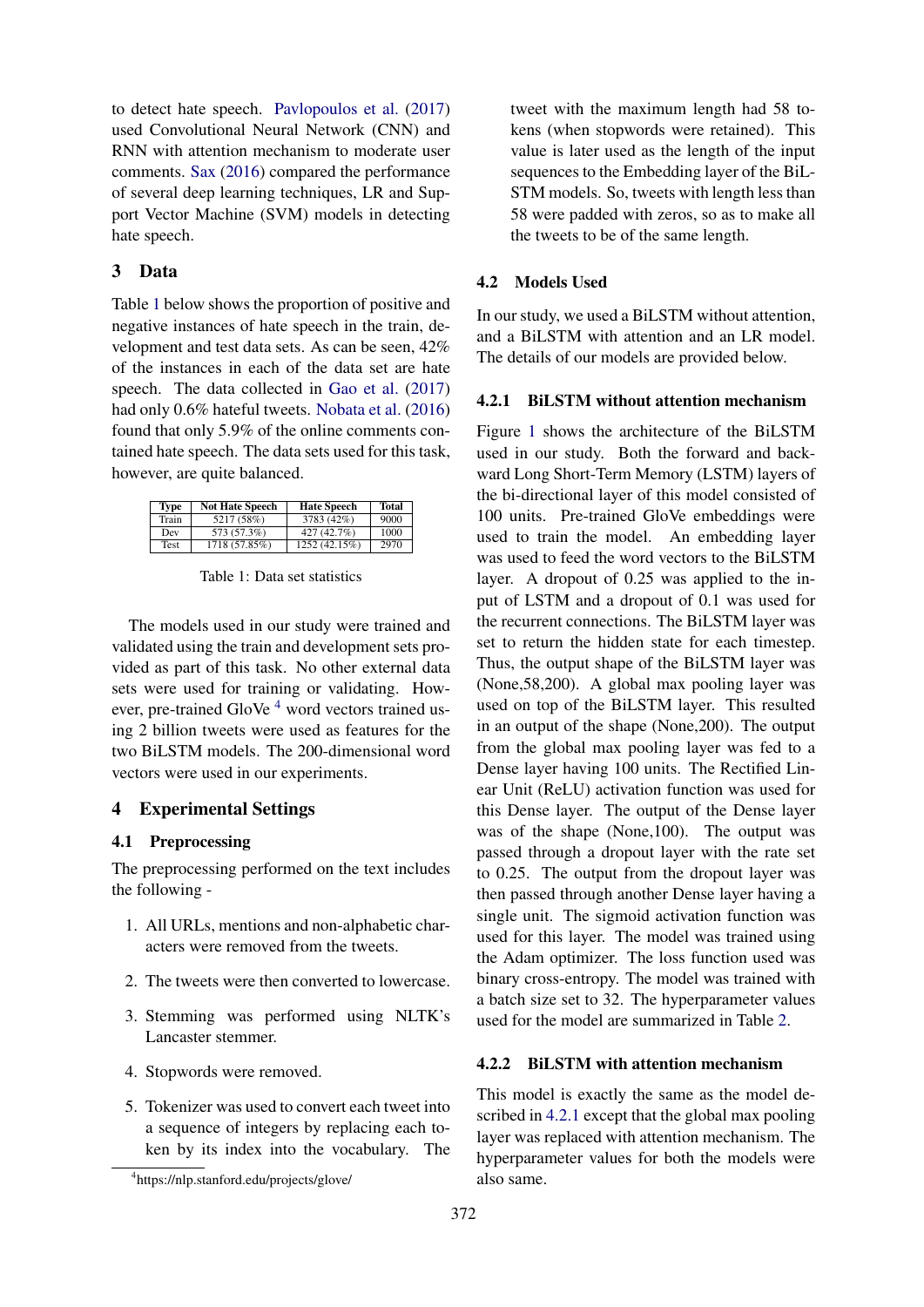to detect hate speech. Pavlopoulos et al. (2017) used Convolutional Neural Network (CNN) and RNN with attention mechanism to moderate user comments. Sax (2016) compared the performance of several deep learning techniques, LR and Support Vector Machine (SVM) models in detecting hate speech.

## 3 Data

Table 1 below shows the proportion of positive and negative instances of hate speech in the train, development and test data sets. As can be seen, 42% of the instances in each of the data set are hate speech. The data collected in Gao et al. (2017) had only 0.6% hateful tweets. Nobata et al. (2016) found that only 5.9% of the online comments contained hate speech. The data sets used for this task, however, are quite balanced.

| Type | Not Hate Speech | Hate Speech | Total |
|---|---|---|---|
| Train | 5217 (58%) | 3783 (42%) | 9000 |
| Dev | 573 (57.3%) | 427 (42.7%) | 1000 |
| Test | 1718 (57.85%) | 1252 (42.15%) | 2970 |

Table 1: Data set statistics

The models used in our study were trained and validated using the train and development sets provided as part of this task. No other external data sets were used for training or validating. However, pre-trained GloVe [4] word vectors trained using 2 billion tweets were used as features for the two BiLSTM models. The 200-dimensional word vectors were used in our experiments.

## 4 Experimental Settings

### 4.1 Preprocessing

The preprocessing performed on the text includes the following -

1. All URLs, mentions and non-alphabetic characters were removed from the tweets.
2. The tweets were then converted to lowercase.
3. Stemming was performed using NLTK's Lancaster stemmer.
4. Stopwords were removed.
5. Tokenizer was used to convert each tweet into a sequence of integers by replacing each token by its index into the vocabulary. The tweet with the maximum length had 58 tokens (when stopwords were retained). This value is later used as the length of the input sequences to the Embedding layer of the BiLSTM models. So, tweets with length less than 58 were padded with zeros, so as to make all the tweets to be of the same length.

[4] https://nlp.stanford.edu/projects/glove/

### 4.2 Models Used

In our study, we used a BiLSTM without attention, and a BiLSTM with attention and an LR model. The details of our models are provided below.

#### 4.2.1 BiLSTM without attention mechanism

Figure 1 shows the architecture of the BiLSTM used in our study. Both the forward and backward Long Short-Term Memory (LSTM) layers of the bi-directional layer of this model consisted of 100 units. Pre-trained GloVe embeddings were used to train the model. An embedding layer was used to feed the word vectors to the BiLSTM layer. A dropout of 0.25 was applied to the input of LSTM and a dropout of 0.1 was used for the recurrent connections. The BiLSTM layer was set to return the hidden state for each timestep. Thus, the output shape of the BiLSTM layer was (None,58,200). A global max pooling layer was used on top of the BiLSTM layer. This resulted in an output of the shape (None,200). The output from the global max pooling layer was fed to a Dense layer having 100 units. The Rectified Linear Unit (ReLU) activation function was used for this Dense layer. The output of the Dense layer was of the shape (None,100). The output was passed through a dropout layer with the rate set to 0.25. The output from the dropout layer was then passed through another Dense layer having a single unit. The sigmoid activation function was used for this layer. The model was trained using the Adam optimizer. The loss function used was binary cross-entropy. The model was trained with a batch size set to 32. The hyperparameter values used for the model are summarized in Table 2.

#### 4.2.2 BiLSTM with attention mechanism

This model is exactly the same as the model described in 4.2.1 except that the global max pooling layer was replaced with attention mechanism. The hyperparameter values for both the models were also same.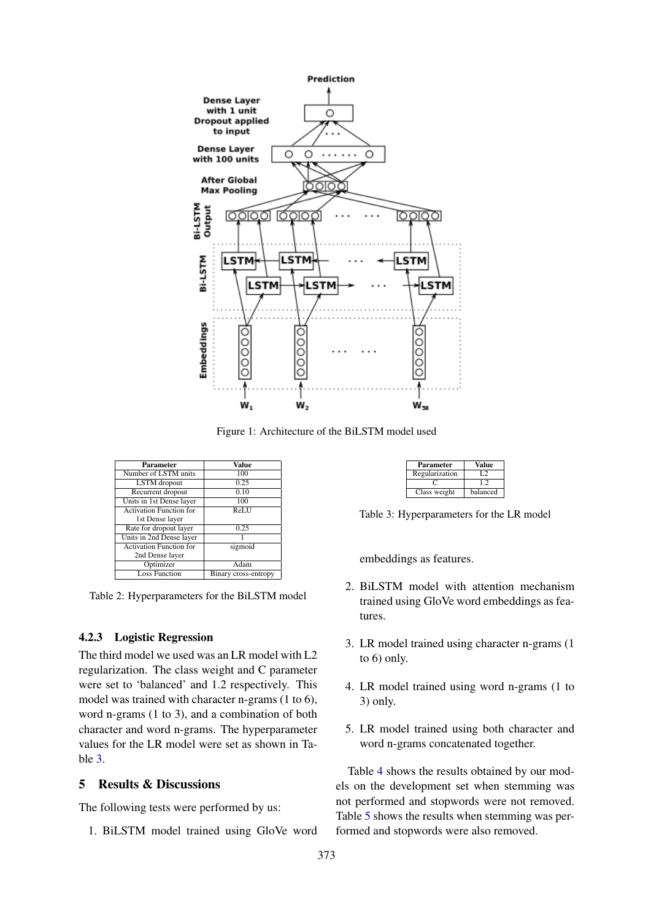Figure 1: Architecture of the BiLSTM model used

| Parameter | Value |
|---|---|
| Number of LSTM units | 100 |
| LSTM dropout | 0.25 |
| Recurrent dropout | 0.10 |
| Units in 1st Dense layer | 100 |
| Activation Function for 1st Dense layer | ReLU |
| Rate for dropout layer | 0.25 |
| Units in 2nd Dense layer | 1 |
| Activation Function for 2nd Dense layer | sigmoid |
| Optimizer | Adam |
| Loss Function | Binary cross-entropy |

Table 2: Hyperparameters for the BiLSTM model

### 4.2.3 Logistic Regression

The third model we used was an LR model with L2 regularization. The class weight and C parameter were set to 'balanced' and 1.2 respectively. This model was trained with character n-grams (1 to 6), word n-grams (1 to 3), and a combination of both character and word n-grams. The hyperparameter values for the LR model were set as shown in Table 3.

| Parameter | Value |
|---|---|
| Regularization | L2 |
| C | 1.2 |
| Class weight | balanced |

Table 3: Hyperparameters for the LR model

## 5 Results & Discussions

The following tests were performed by us:

1. BiLSTM model trained using GloVe word embeddings as features.
2. BiLSTM model with attention mechanism trained using GloVe word embeddings as features.
3. LR model trained using character n-grams (1 to 6) only.
4. LR model trained using word n-grams (1 to 3) only.
5. LR model trained using both character and word n-grams concatenated together.

Table 4 shows the results obtained by our models on the development set when stemming was not performed and stopwords were not removed. Table 5 shows the results when stemming was performed and stopwords were also removed.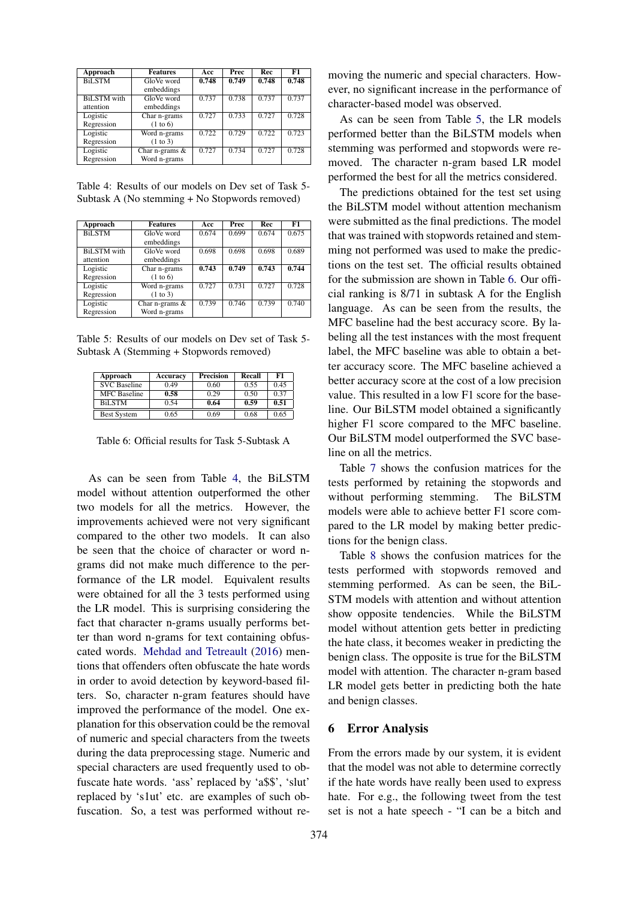| Approach | Features | Acc | Prec | Rec | F1 |
|---|---|---|---|---|---|
| BiLSTM | GloVe word embeddings | **0.748** | **0.749** | **0.748** | **0.748** |
| BiLSTM with attention | GloVe word embeddings | 0.737 | 0.738 | 0.737 | 0.737 |
| Logistic Regression | Char n-grams (1 to 6) | 0.727 | 0.733 | 0.727 | 0.728 |
| Logistic Regression | Word n-grams (1 to 3) | 0.722 | 0.729 | 0.722 | 0.723 |
| Logistic Regression | Char n-grams & Word n-grams | 0.727 | 0.734 | 0.727 | 0.728 |

Table 4: Results of our models on Dev set of Task 5-Subtask A (No stemming + No Stopwords removed)

| Approach | Features | Acc | Prec | Rec | F1 |
|---|---|---|---|---|---|
| BiLSTM | GloVe word embeddings | 0.674 | 0.699 | 0.674 | 0.675 |
| BiLSTM with attention | GloVe word embeddings | 0.698 | 0.698 | 0.698 | 0.689 |
| Logistic Regression | Char n-grams (1 to 6) | **0.743** | **0.749** | **0.743** | **0.744** |
| Logistic Regression | Word n-grams (1 to 3) | 0.727 | 0.731 | 0.727 | 0.728 |
| Logistic Regression | Char n-grams & Word n-grams | 0.739 | 0.746 | 0.739 | 0.740 |

Table 5: Results of our models on Dev set of Task 5-Subtask A (Stemming + Stopwords removed)

| Approach | Accuracy | Precision | Recall | F1 |
|---|---|---|---|---|
| SVC Baseline | 0.49 | 0.60 | 0.55 | 0.45 |
| MFC Baseline | **0.58** | 0.29 | 0.50 | 0.37 |
| BiLSTM | 0.54 | **0.64** | **0.59** | **0.51** |
| Best System | 0.65 | 0.69 | 0.68 | 0.65 |

Table 6: Official results for Task 5-Subtask A

As can be seen from Table 4, the BiLSTM model without attention outperformed the other two models for all the metrics. However, the improvements achieved were not very significant compared to the other two models. It can also be seen that the choice of character or word n-grams did not make much difference to the performance of the LR model. Equivalent results were obtained for all the 3 tests performed using the LR model. This is surprising considering the fact that character n-grams usually performs better than word n-grams for text containing obfuscated words. Mehdad and Tetreault (2016) mentions that offenders often obfuscate the hate words in order to avoid detection by keyword-based filters. So, character n-gram features should have improved the performance of the model. One explanation for this observation could be the removal of numeric and special characters from the tweets during the data preprocessing stage. Numeric and special characters are used frequently used to obfuscate hate words. 'ass' replaced by 'a$$', 'slut' replaced by 's1ut' etc. are examples of such obfuscation. So, a test was performed without removing the numeric and special characters. However, no significant increase in the performance of character-based model was observed.

As can be seen from Table 5, the LR models performed better than the BiLSTM models when stemming was performed and stopwords were removed. The character n-gram based LR model performed the best for all the metrics considered.

The predictions obtained for the test set using the BiLSTM model without attention mechanism were submitted as the final predictions. The model that was trained with stopwords retained and stemming not performed was used to make the predictions on the test set. The official results obtained for the submission are shown in Table 6. Our official ranking is 8/71 in subtask A for the English language. As can be seen from the results, the MFC baseline had the best accuracy score. By labeling all the test instances with the most frequent label, the MFC baseline was able to obtain a better accuracy score. The MFC baseline achieved a better accuracy score at the cost of a low precision value. This resulted in a low F1 score for the baseline. Our BiLSTM model obtained a significantly higher F1 score compared to the MFC baseline. Our BiLSTM model outperformed the SVC baseline on all the metrics.

Table 7 shows the confusion matrices for the tests performed by retaining the stopwords and without performing stemming. The BiLSTM models were able to achieve better F1 score compared to the LR model by making better predictions for the benign class.

Table 8 shows the confusion matrices for the tests performed with stopwords removed and stemming performed. As can be seen, the BiLSTM models with attention and without attention show opposite tendencies. While the BiLSTM model without attention gets better in predicting the hate class, it becomes weaker in predicting the benign class. The opposite is true for the BiLSTM model with attention. The character n-gram based LR model gets better in predicting both the hate and benign classes.

## 6 Error Analysis

From the errors made by our system, it is evident that the model was not able to determine correctly if the hate words have really been used to express hate. For e.g., the following tweet from the test set is not a hate speech - "I can be a bitch and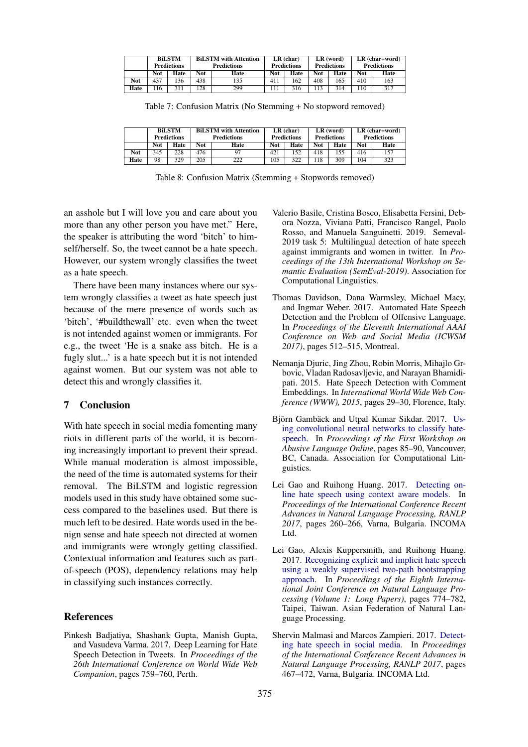| | BiLSTM Predictions | | BiLSTM with Attention Predictions | | LR (char) Predictions | | LR (word) Predictions | | LR (char+word) Predictions | |
|---|---|---|---|---|---|---|---|---|---|---|
| | Not | Hate | Not | Hate | Not | Hate | Not | Hate | Not | Hate |
| **Not** | 437 | 136 | 438 | 135 | 411 | 162 | 408 | 165 | 410 | 163 |
| **Hate** | 116 | 311 | 128 | 299 | 111 | 316 | 113 | 314 | 110 | 317 |

Table 7: Confusion Matrix (No Stemming + No stopword removed)

| | BiLSTM Predictions | | BiLSTM with Attention Predictions | | LR (char) Predictions | | LR (word) Predictions | | LR (char+word) Predictions | |
|---|---|---|---|---|---|---|---|---|---|---|
| | Not | Hate | Not | Hate | Not | Hate | Not | Hate | Not | Hate |
| **Not** | 345 | 228 | 476 | 97 | 421 | 152 | 418 | 155 | 416 | 157 |
| **Hate** | 98 | 329 | 205 | 222 | 105 | 322 | 118 | 309 | 104 | 323 |

Table 8: Confusion Matrix (Stemming + Stopwords removed)

an asshole but I will love you and care about you more than any other person you have met." Here, the speaker is attributing the word 'bitch' to himself/herself. So, the tweet cannot be a hate speech. However, our system wrongly classifies the tweet as a hate speech.

There have been many instances where our system wrongly classifies a tweet as hate speech just because of the mere presence of words such as 'bitch', '#buildthewall' etc. even when the tweet is not intended against women or immigrants. For e.g., the tweet 'He is a snake ass bitch. He is a fugly slut...' is a hate speech but it is not intended against women. But our system was not able to detect this and wrongly classifies it.

## 7 Conclusion

With hate speech in social media fomenting many riots in different parts of the world, it is becoming increasingly important to prevent their spread. While manual moderation is almost impossible, the need of the time is automated systems for their removal. The BiLSTM and logistic regression models used in this study have obtained some success compared to the baselines used. But there is much left to be desired. Hate words used in the benign sense and hate speech not directed at women and immigrants were wrongly getting classified. Contextual information and features such as part-of-speech (POS), dependency relations may help in classifying such instances correctly.

## References

Pinkesh Badjatiya, Shashank Gupta, Manish Gupta, and Vasudeva Varma. 2017. Deep Learning for Hate Speech Detection in Tweets. In *Proceedings of the 26th International Conference on World Wide Web Companion*, pages 759–760, Perth.

Valerio Basile, Cristina Bosco, Elisabetta Fersini, Debora Nozza, Viviana Patti, Francisco Rangel, Paolo Rosso, and Manuela Sanguinetti. 2019. Semeval-2019 task 5: Multilingual detection of hate speech against immigrants and women in twitter. In *Proceedings of the 13th International Workshop on Semantic Evaluation (SemEval-2019)*. Association for Computational Linguistics.

Thomas Davidson, Dana Warmsley, Michael Macy, and Ingmar Weber. 2017. Automated Hate Speech Detection and the Problem of Offensive Language. In *Proceedings of the Eleventh International AAAI Conference on Web and Social Media (ICWSM 2017)*, pages 512–515, Montreal.

Nemanja Djuric, Jing Zhou, Robin Morris, Mihajlo Grbovic, Vladan Radosavljevic, and Narayan Bhamidipati. 2015. Hate Speech Detection with Comment Embeddings. In *International World Wide Web Conference (WWW), 2015*, pages 29–30, Florence, Italy.

Björn Gambäck and Utpal Kumar Sikdar. 2017. Using convolutional neural networks to classify hate-speech. In *Proceedings of the First Workshop on Abusive Language Online*, pages 85–90, Vancouver, BC, Canada. Association for Computational Linguistics.

Lei Gao and Ruihong Huang. 2017. Detecting online hate speech using context aware models. In *Proceedings of the International Conference Recent Advances in Natural Language Processing, RANLP 2017*, pages 260–266, Varna, Bulgaria. INCOMA Ltd.

Lei Gao, Alexis Kuppersmith, and Ruihong Huang. 2017. Recognizing explicit and implicit hate speech using a weakly supervised two-path bootstrapping approach. In *Proceedings of the Eighth International Joint Conference on Natural Language Processing (Volume 1: Long Papers)*, pages 774–782, Taipei, Taiwan. Asian Federation of Natural Language Processing.

Shervin Malmasi and Marcos Zampieri. 2017. Detecting hate speech in social media. In *Proceedings of the International Conference Recent Advances in Natural Language Processing, RANLP 2017*, pages 467–472, Varna, Bulgaria. INCOMA Ltd.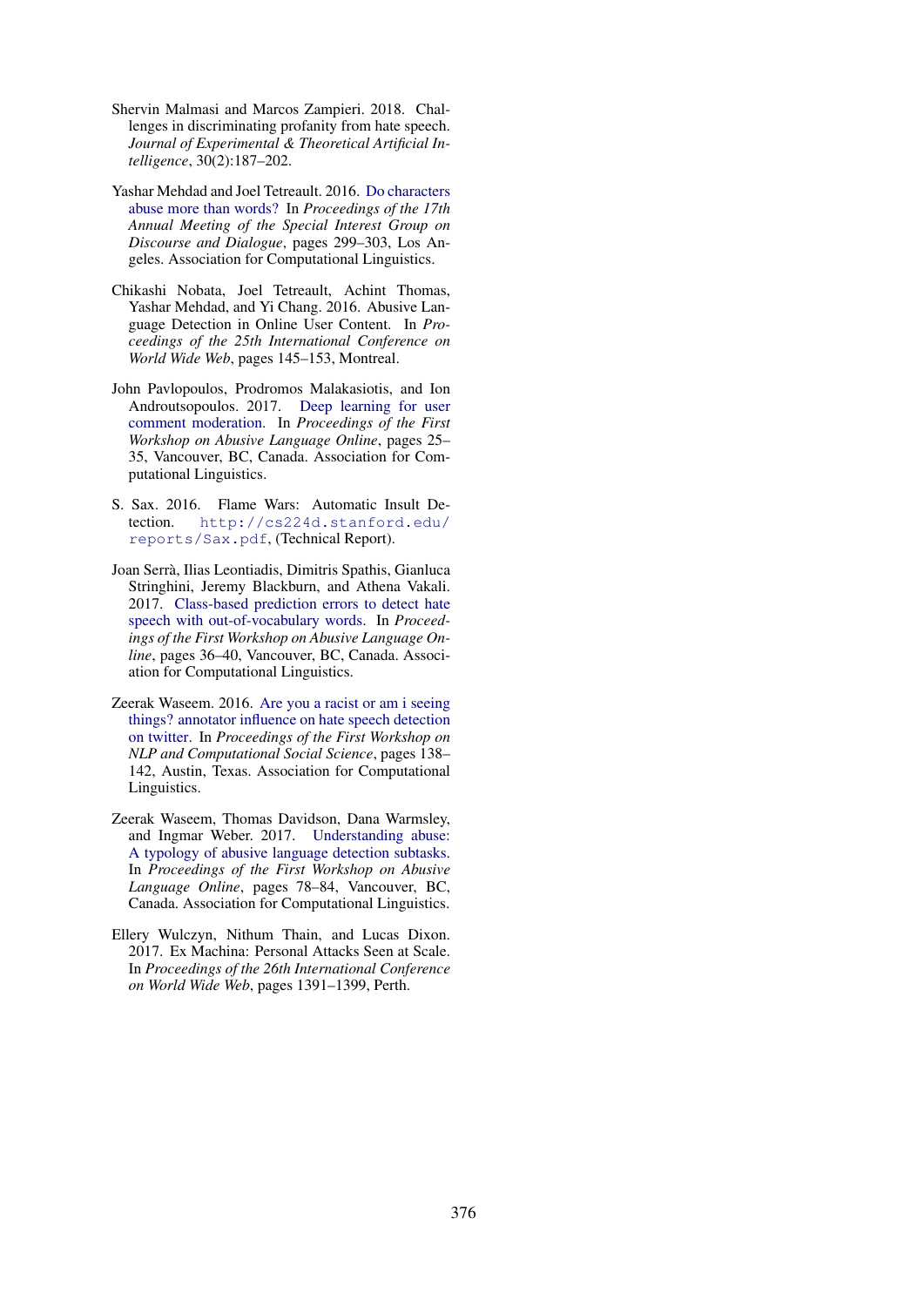Shervin Malmasi and Marcos Zampieri. 2018. Challenges in discriminating profanity from hate speech. *Journal of Experimental & Theoretical Artificial Intelligence*, 30(2):187–202.

Yashar Mehdad and Joel Tetreault. 2016. Do characters abuse more than words? In *Proceedings of the 17th Annual Meeting of the Special Interest Group on Discourse and Dialogue*, pages 299–303, Los Angeles. Association for Computational Linguistics.

Chikashi Nobata, Joel Tetreault, Achint Thomas, Yashar Mehdad, and Yi Chang. 2016. Abusive Language Detection in Online User Content. In *Proceedings of the 25th International Conference on World Wide Web*, pages 145–153, Montreal.

John Pavlopoulos, Prodromos Malakasiotis, and Ion Androutsopoulos. 2017. Deep learning for user comment moderation. In *Proceedings of the First Workshop on Abusive Language Online*, pages 25–35, Vancouver, BC, Canada. Association for Computational Linguistics.

S. Sax. 2016. Flame Wars: Automatic Insult Detection. `http://cs224d.stanford.edu/reports/Sax.pdf`, (Technical Report).

Joan Serrà, Ilias Leontiadis, Dimitris Spathis, Gianluca Stringhini, Jeremy Blackburn, and Athena Vakali. 2017. Class-based prediction errors to detect hate speech with out-of-vocabulary words. In *Proceedings of the First Workshop on Abusive Language Online*, pages 36–40, Vancouver, BC, Canada. Association for Computational Linguistics.

Zeerak Waseem. 2016. Are you a racist or am i seeing things? annotator influence on hate speech detection on twitter. In *Proceedings of the First Workshop on NLP and Computational Social Science*, pages 138–142, Austin, Texas. Association for Computational Linguistics.

Zeerak Waseem, Thomas Davidson, Dana Warmsley, and Ingmar Weber. 2017. Understanding abuse: A typology of abusive language detection subtasks. In *Proceedings of the First Workshop on Abusive Language Online*, pages 78–84, Vancouver, BC, Canada. Association for Computational Linguistics.

Ellery Wulczyn, Nithum Thain, and Lucas Dixon. 2017. Ex Machina: Personal Attacks Seen at Scale. In *Proceedings of the 26th International Conference on World Wide Web*, pages 1391–1399, Perth.